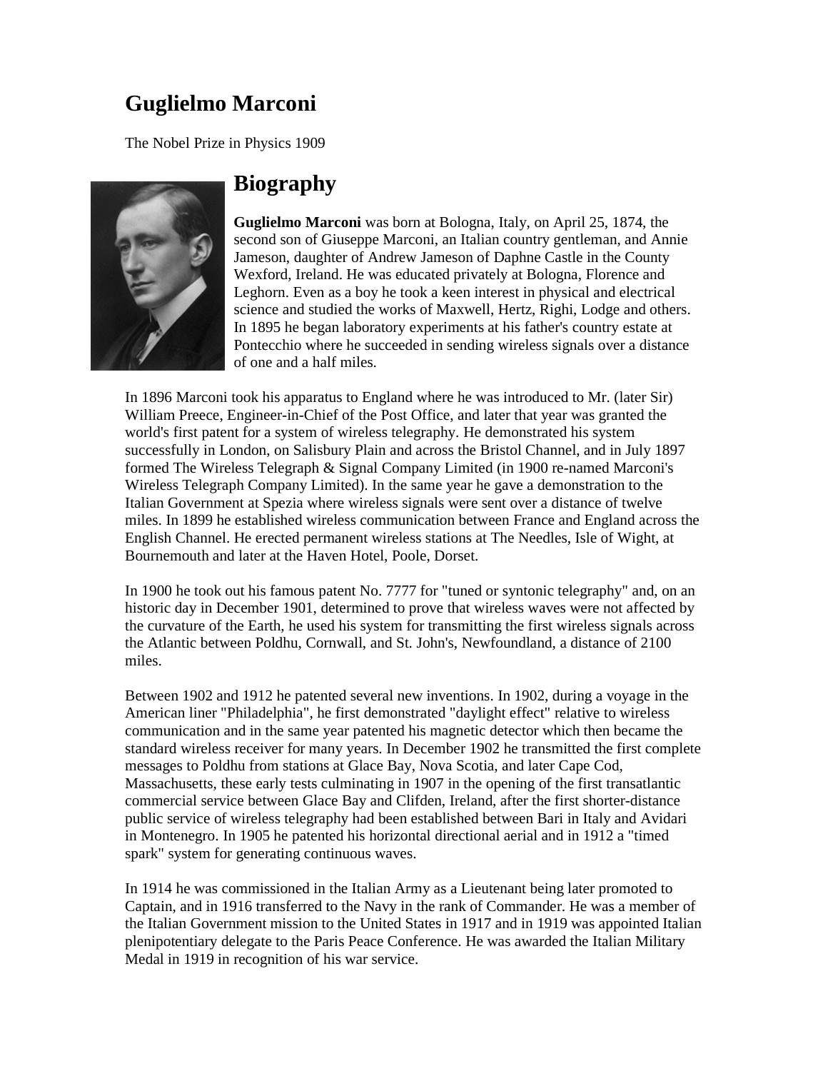# Guglielmo Marconi

The Nobel Prize in Physics 1909

## Biography

**Guglielmo Marconi** was born at Bologna, Italy, on April 25, 1874, the second son of Giuseppe Marconi, an Italian country gentleman, and Annie Jameson, daughter of Andrew Jameson of Daphne Castle in the County Wexford, Ireland. He was educated privately at Bologna, Florence and Leghorn. Even as a boy he took a keen interest in physical and electrical science and studied the works of Maxwell, Hertz, Righi, Lodge and others. In 1895 he began laboratory experiments at his father's country estate at Pontecchio where he succeeded in sending wireless signals over a distance of one and a half miles.

In 1896 Marconi took his apparatus to England where he was introduced to Mr. (later Sir) William Preece, Engineer-in-Chief of the Post Office, and later that year was granted the world's first patent for a system of wireless telegraphy. He demonstrated his system successfully in London, on Salisbury Plain and across the Bristol Channel, and in July 1897 formed The Wireless Telegraph & Signal Company Limited (in 1900 re-named Marconi's Wireless Telegraph Company Limited). In the same year he gave a demonstration to the Italian Government at Spezia where wireless signals were sent over a distance of twelve miles. In 1899 he established wireless communication between France and England across the English Channel. He erected permanent wireless stations at The Needles, Isle of Wight, at Bournemouth and later at the Haven Hotel, Poole, Dorset.

In 1900 he took out his famous patent No. 7777 for "tuned or syntonic telegraphy" and, on an historic day in December 1901, determined to prove that wireless waves were not affected by the curvature of the Earth, he used his system for transmitting the first wireless signals across the Atlantic between Poldhu, Cornwall, and St. John's, Newfoundland, a distance of 2100 miles.

Between 1902 and 1912 he patented several new inventions. In 1902, during a voyage in the American liner "Philadelphia", he first demonstrated "daylight effect" relative to wireless communication and in the same year patented his magnetic detector which then became the standard wireless receiver for many years. In December 1902 he transmitted the first complete messages to Poldhu from stations at Glace Bay, Nova Scotia, and later Cape Cod, Massachusetts, these early tests culminating in 1907 in the opening of the first transatlantic commercial service between Glace Bay and Clifden, Ireland, after the first shorter-distance public service of wireless telegraphy had been established between Bari in Italy and Avidari in Montenegro. In 1905 he patented his horizontal directional aerial and in 1912 a "timed spark" system for generating continuous waves.

In 1914 he was commissioned in the Italian Army as a Lieutenant being later promoted to Captain, and in 1916 transferred to the Navy in the rank of Commander. He was a member of the Italian Government mission to the United States in 1917 and in 1919 was appointed Italian plenipotentiary delegate to the Paris Peace Conference. He was awarded the Italian Military Medal in 1919 in recognition of his war service.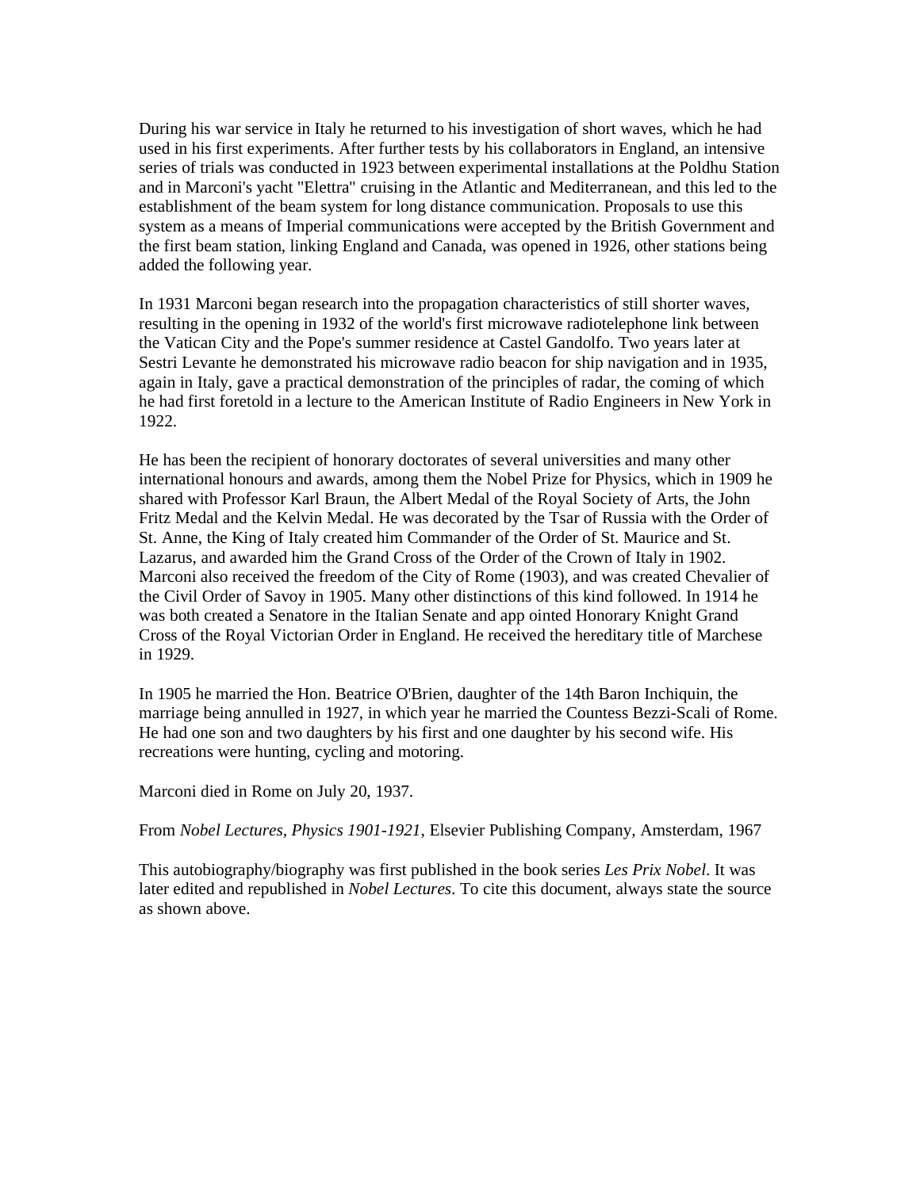During his war service in Italy he returned to his investigation of short waves, which he had used in his first experiments. After further tests by his collaborators in England, an intensive series of trials was conducted in 1923 between experimental installations at the Poldhu Station and in Marconi's yacht "Elettra" cruising in the Atlantic and Mediterranean, and this led to the establishment of the beam system for long distance communication. Proposals to use this system as a means of Imperial communications were accepted by the British Government and the first beam station, linking England and Canada, was opened in 1926, other stations being added the following year.

In 1931 Marconi began research into the propagation characteristics of still shorter waves, resulting in the opening in 1932 of the world's first microwave radiotelephone link between the Vatican City and the Pope's summer residence at Castel Gandolfo. Two years later at Sestri Levante he demonstrated his microwave radio beacon for ship navigation and in 1935, again in Italy, gave a practical demonstration of the principles of radar, the coming of which he had first foretold in a lecture to the American Institute of Radio Engineers in New York in 1922.

He has been the recipient of honorary doctorates of several universities and many other international honours and awards, among them the Nobel Prize for Physics, which in 1909 he shared with Professor Karl Braun, the Albert Medal of the Royal Society of Arts, the John Fritz Medal and the Kelvin Medal. He was decorated by the Tsar of Russia with the Order of St. Anne, the King of Italy created him Commander of the Order of St. Maurice and St. Lazarus, and awarded him the Grand Cross of the Order of the Crown of Italy in 1902. Marconi also received the freedom of the City of Rome (1903), and was created Chevalier of the Civil Order of Savoy in 1905. Many other distinctions of this kind followed. In 1914 he was both created a Senatore in the Italian Senate and app ointed Honorary Knight Grand Cross of the Royal Victorian Order in England. He received the hereditary title of Marchese in 1929.

In 1905 he married the Hon. Beatrice O'Brien, daughter of the 14th Baron Inchiquin, the marriage being annulled in 1927, in which year he married the Countess Bezzi-Scali of Rome. He had one son and two daughters by his first and one daughter by his second wife. His recreations were hunting, cycling and motoring.

Marconi died in Rome on July 20, 1937.

From *Nobel Lectures, Physics 1901-1921*, Elsevier Publishing Company, Amsterdam, 1967

This autobiography/biography was first published in the book series *Les Prix Nobel*. It was later edited and republished in *Nobel Lectures*. To cite this document, always state the source as shown above.